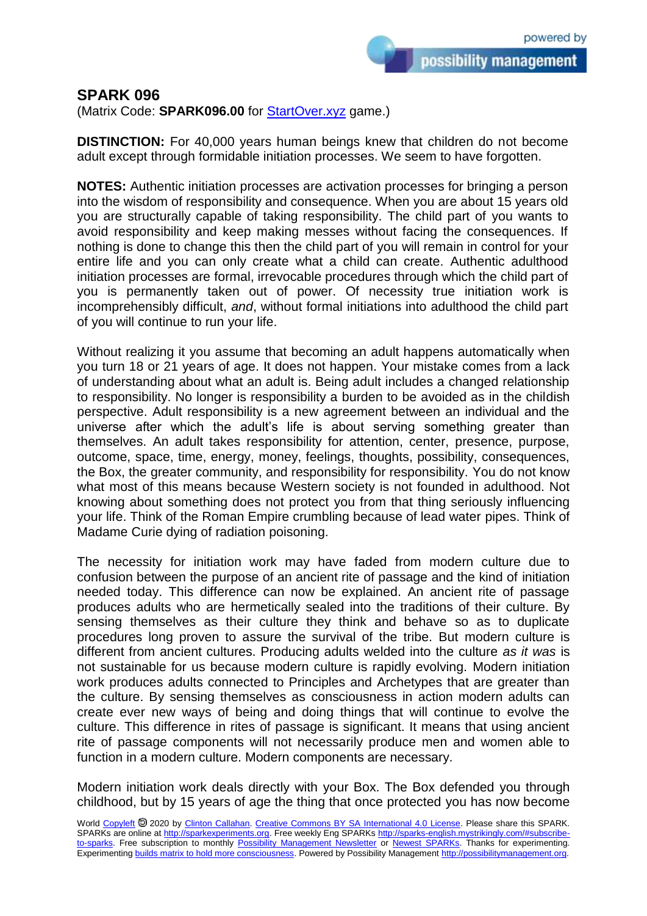## SPARK 096

(Matrix Code: **SPARK096.00** for StartOver.xyz game.)

**DISTINCTION:** For 40,000 years human beings knew that children do not become adult except through formidable initiation processes. We seem to have forgotten.

**NOTES:** Authentic initiation processes are activation processes for bringing a person into the wisdom of responsibility and consequence. When you are about 15 years old you are structurally capable of taking responsibility. The child part of you wants to avoid responsibility and keep making messes without facing the consequences. If nothing is done to change this then the child part of you will remain in control for your entire life and you can only create what a child can create. Authentic adulthood initiation processes are formal, irrevocable procedures through which the child part of you is permanently taken out of power. Of necessity true initiation work is incomprehensibly difficult, *and*, without formal initiations into adulthood the child part of you will continue to run your life.

Without realizing it you assume that becoming an adult happens automatically when you turn 18 or 21 years of age. It does not happen. Your mistake comes from a lack of understanding about what an adult is. Being adult includes a changed relationship to responsibility. No longer is responsibility a burden to be avoided as in the childish perspective. Adult responsibility is a new agreement between an individual and the universe after which the adult's life is about serving something greater than themselves. An adult takes responsibility for attention, center, presence, purpose, outcome, space, time, energy, money, feelings, thoughts, possibility, consequences, the Box, the greater community, and responsibility for responsibility. You do not know what most of this means because Western society is not founded in adulthood. Not knowing about something does not protect you from that thing seriously influencing your life. Think of the Roman Empire crumbling because of lead water pipes. Think of Madame Curie dying of radiation poisoning.

The necessity for initiation work may have faded from modern culture due to confusion between the purpose of an ancient rite of passage and the kind of initiation needed today. This difference can now be explained. An ancient rite of passage produces adults who are hermetically sealed into the traditions of their culture. By sensing themselves as their culture they think and behave so as to duplicate procedures long proven to assure the survival of the tribe. But modern culture is different from ancient cultures. Producing adults welded into the culture *as it was* is not sustainable for us because modern culture is rapidly evolving. Modern initiation work produces adults connected to Principles and Archetypes that are greater than the culture. By sensing themselves as consciousness in action modern adults can create ever new ways of being and doing things that will continue to evolve the culture. This difference in rites of passage is significant. It means that using ancient rite of passage components will not necessarily produce men and women able to function in a modern culture. Modern components are necessary.

Modern initiation work deals directly with your Box. The Box defended you through childhood, but by 15 years of age the thing that once protected you has now become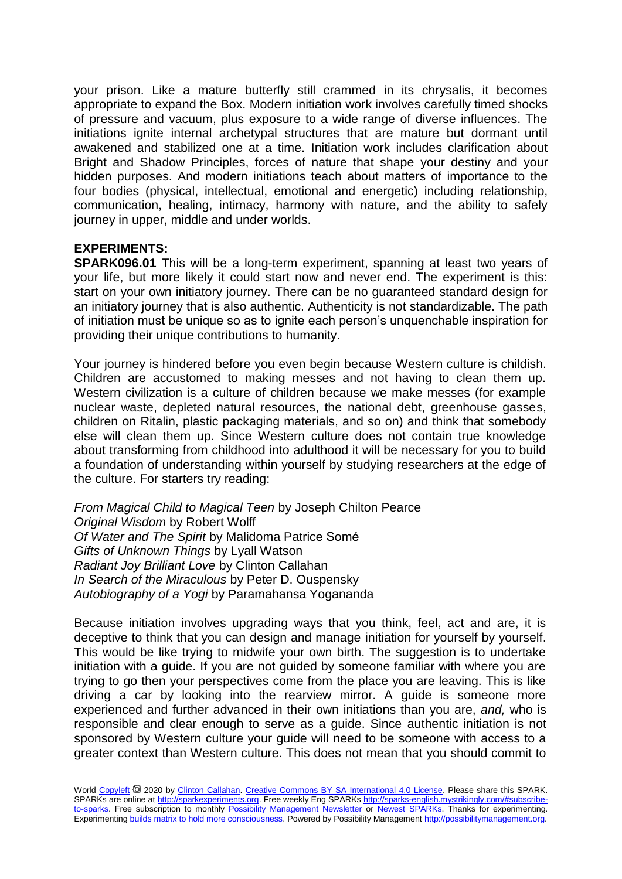your prison. Like a mature butterfly still crammed in its chrysalis, it becomes appropriate to expand the Box. Modern initiation work involves carefully timed shocks of pressure and vacuum, plus exposure to a wide range of diverse influences. The initiations ignite internal archetypal structures that are mature but dormant until awakened and stabilized one at a time. Initiation work includes clarification about Bright and Shadow Principles, forces of nature that shape your destiny and your hidden purposes. And modern initiations teach about matters of importance to the four bodies (physical, intellectual, emotional and energetic) including relationship, communication, healing, intimacy, harmony with nature, and the ability to safely journey in upper, middle and under worlds.

**EXPERIMENTS:**

**SPARK096.01** This will be a long-term experiment, spanning at least two years of your life, but more likely it could start now and never end. The experiment is this: start on your own initiatory journey. There can be no guaranteed standard design for an initiatory journey that is also authentic. Authenticity is not standardizable. The path of initiation must be unique so as to ignite each person's unquenchable inspiration for providing their unique contributions to humanity.

Your journey is hindered before you even begin because Western culture is childish. Children are accustomed to making messes and not having to clean them up. Western civilization is a culture of children because we make messes (for example nuclear waste, depleted natural resources, the national debt, greenhouse gasses, children on Ritalin, plastic packaging materials, and so on) and think that somebody else will clean them up. Since Western culture does not contain true knowledge about transforming from childhood into adulthood it will be necessary for you to build a foundation of understanding within yourself by studying researchers at the edge of the culture. For starters try reading:

*From Magical Child to Magical Teen* by Joseph Chilton Pearce
*Original Wisdom* by Robert Wolff
*Of Water and The Spirit* by Malidoma Patrice Somé
*Gifts of Unknown Things* by Lyall Watson
*Radiant Joy Brilliant Love* by Clinton Callahan
*In Search of the Miraculous* by Peter D. Ouspensky
*Autobiography of a Yogi* by Paramahansa Yogananda

Because initiation involves upgrading ways that you think, feel, act and are, it is deceptive to think that you can design and manage initiation for yourself by yourself. This would be like trying to midwife your own birth. The suggestion is to undertake initiation with a guide. If you are not guided by someone familiar with where you are trying to go then your perspectives come from the place you are leaving. This is like driving a car by looking into the rearview mirror. A guide is someone more experienced and further advanced in their own initiations than you are, *and,* who is responsible and clear enough to serve as a guide. Since authentic initiation is not sponsored by Western culture your guide will need to be someone with access to a greater context than Western culture. This does not mean that you should commit to

World Copyleft 🄯 2020 by Clinton Callahan. Creative Commons BY SA International 4.0 License. Please share this SPARK. SPARKs are online at http://sparkexperiments.org. Free weekly Eng SPARKs http://sparks-english.mystrikingly.com/#subscribe-to-sparks. Free subscription to monthly Possibility Management Newsletter or Newest SPARKs. Thanks for experimenting. Experimenting builds matrix to hold more consciousness. Powered by Possibility Management http://possibilitymanagement.org.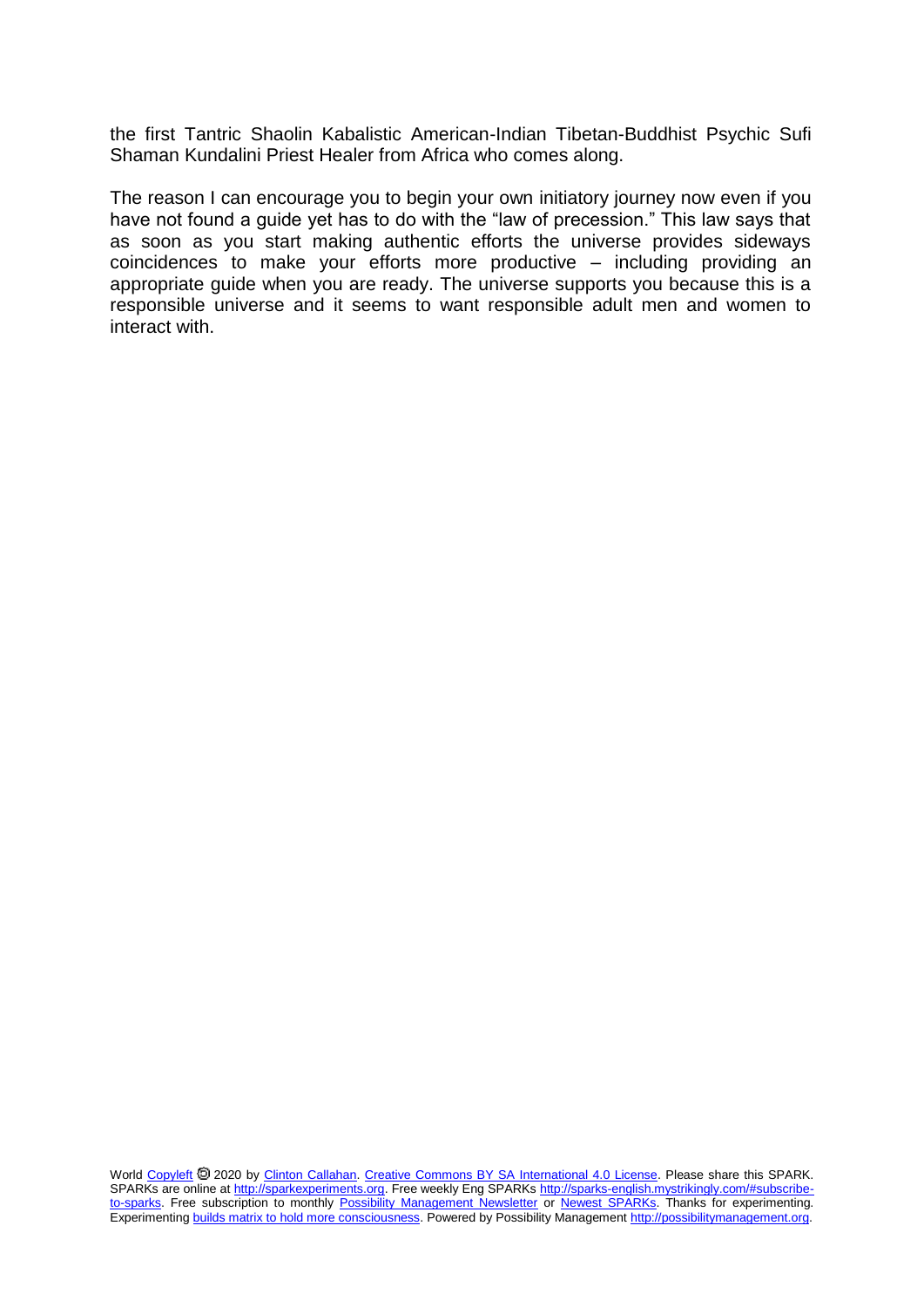the first Tantric Shaolin Kabalistic American-Indian Tibetan-Buddhist Psychic Sufi Shaman Kundalini Priest Healer from Africa who comes along.

The reason I can encourage you to begin your own initiatory journey now even if you have not found a guide yet has to do with the "law of precession." This law says that as soon as you start making authentic efforts the universe provides sideways coincidences to make your efforts more productive – including providing an appropriate guide when you are ready. The universe supports you because this is a responsible universe and it seems to want responsible adult men and women to interact with.

World Copyleft 🄯 2020 by Clinton Callahan. Creative Commons BY SA International 4.0 License. Please share this SPARK. SPARKs are online at http://sparkexperiments.org. Free weekly Eng SPARKs http://sparks-english.mystrikingly.com/#subscribe-to-sparks. Free subscription to monthly Possibility Management Newsletter or Newest SPARKs. Thanks for experimenting. Experimenting builds matrix to hold more consciousness. Powered by Possibility Management http://possibilitymanagement.org.